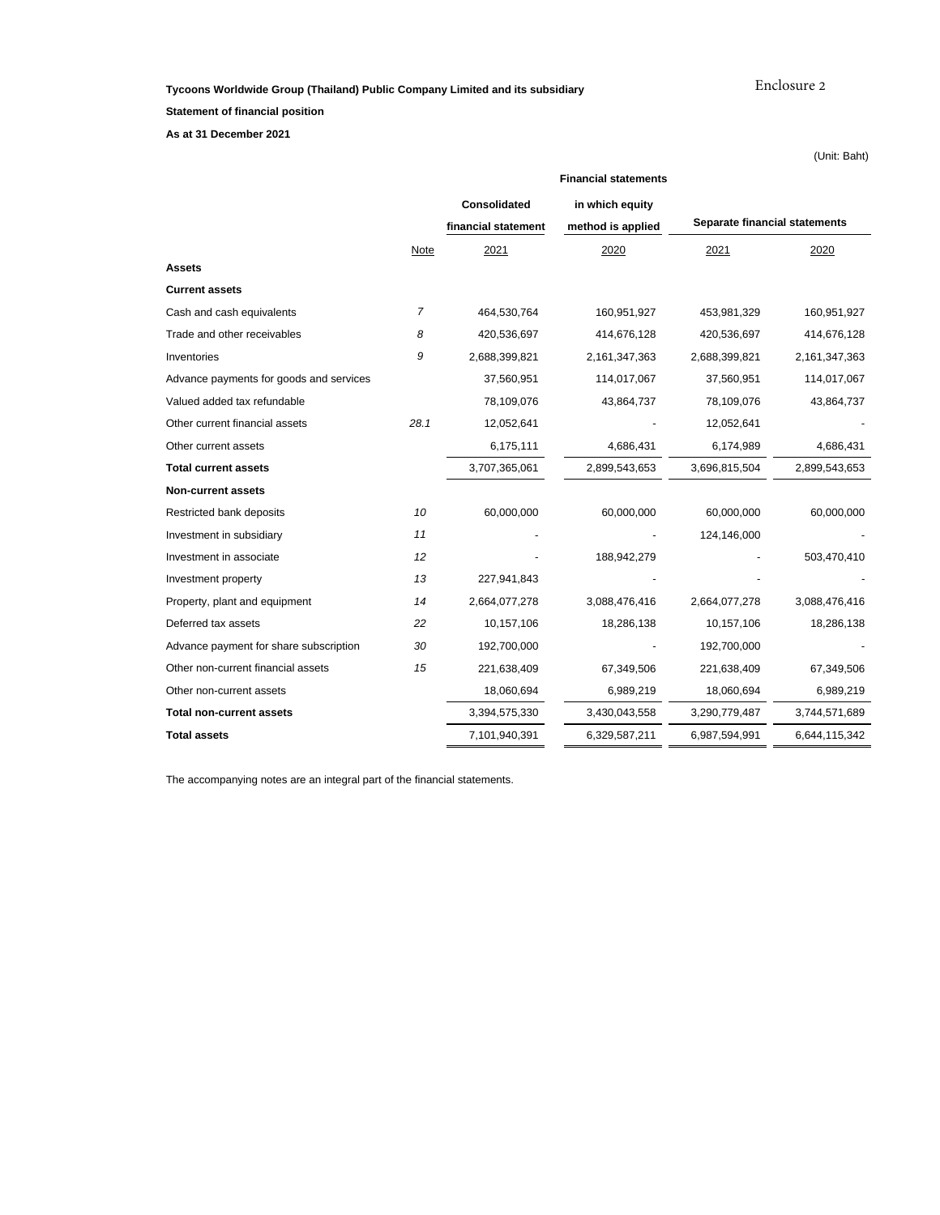Enclosure 2

**Tycoons Worldwide Group (Thailand) Public Company Limited and its subsidiary**

**Statement of financial position**

**As at 31 December 2021**

(Unit: Baht)

| | | Financial statements | | | |
|---|---|---|---|---|---|
| | | Consolidated financial statement | in which equity method is applied | Separate financial statements | |
| | Note | 2021 | 2020 | 2021 | 2020 |
| **Assets** | | | | | |
| **Current assets** | | | | | |
| Cash and cash equivalents | 7 | 464,530,764 | 160,951,927 | 453,981,329 | 160,951,927 |
| Trade and other receivables | 8 | 420,536,697 | 414,676,128 | 420,536,697 | 414,676,128 |
| Inventories | 9 | 2,688,399,821 | 2,161,347,363 | 2,688,399,821 | 2,161,347,363 |
| Advance payments for goods and services | | 37,560,951 | 114,017,067 | 37,560,951 | 114,017,067 |
| Valued added tax refundable | | 78,109,076 | 43,864,737 | 78,109,076 | 43,864,737 |
| Other current financial assets | 28.1 | 12,052,641 | - | 12,052,641 | - |
| Other current assets | | 6,175,111 | 4,686,431 | 6,174,989 | 4,686,431 |
| **Total current assets** | | 3,707,365,061 | 2,899,543,653 | 3,696,815,504 | 2,899,543,653 |
| **Non-current assets** | | | | | |
| Restricted bank deposits | 10 | 60,000,000 | 60,000,000 | 60,000,000 | 60,000,000 |
| Investment in subsidiary | 11 | - | - | 124,146,000 | - |
| Investment in associate | 12 | - | 188,942,279 | - | 503,470,410 |
| Investment property | 13 | 227,941,843 | - | - | - |
| Property, plant and equipment | 14 | 2,664,077,278 | 3,088,476,416 | 2,664,077,278 | 3,088,476,416 |
| Deferred tax assets | 22 | 10,157,106 | 18,286,138 | 10,157,106 | 18,286,138 |
| Advance payment for share subscription | 30 | 192,700,000 | - | 192,700,000 | - |
| Other non-current financial assets | 15 | 221,638,409 | 67,349,506 | 221,638,409 | 67,349,506 |
| Other non-current assets | | 18,060,694 | 6,989,219 | 18,060,694 | 6,989,219 |
| **Total non-current assets** | | 3,394,575,330 | 3,430,043,558 | 3,290,779,487 | 3,744,571,689 |
| **Total assets** | | 7,101,940,391 | 6,329,587,211 | 6,987,594,991 | 6,644,115,342 |

The accompanying notes are an integral part of the financial statements.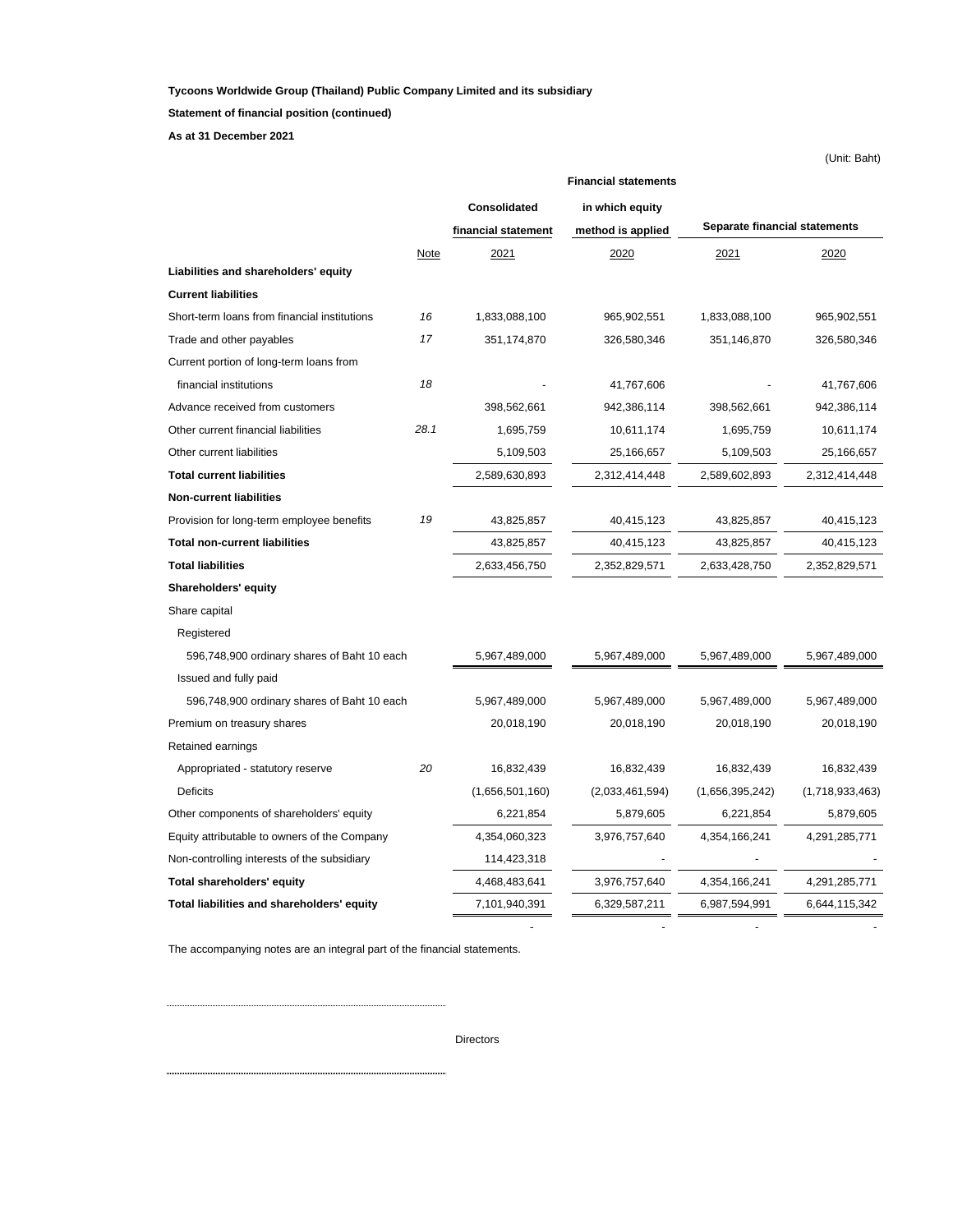**Tycoons Worldwide Group (Thailand) Public Company Limited and its subsidiary**

**Statement of financial position (continued)**

**As at 31 December 2021**

(Unit: Baht)

| | | Consolidated financial statement | Financial statements in which equity method is applied | Separate financial statements | |
|---|---|---|---|---|---|
| | Note | 2021 | 2020 | 2021 | 2020 |
| **Liabilities and shareholders' equity** | | | | | |
| **Current liabilities** | | | | | |
| Short-term loans from financial institutions | 16 | 1,833,088,100 | 965,902,551 | 1,833,088,100 | 965,902,551 |
| Trade and other payables | 17 | 351,174,870 | 326,580,346 | 351,146,870 | 326,580,346 |
| Current portion of long-term loans from | | | | | |
| financial institutions | 18 | - | 41,767,606 | - | 41,767,606 |
| Advance received from customers | | 398,562,661 | 942,386,114 | 398,562,661 | 942,386,114 |
| Other current financial liabilities | 28.1 | 1,695,759 | 10,611,174 | 1,695,759 | 10,611,174 |
| Other current liabilities | | 5,109,503 | 25,166,657 | 5,109,503 | 25,166,657 |
| **Total current liabilities** | | 2,589,630,893 | 2,312,414,448 | 2,589,602,893 | 2,312,414,448 |
| **Non-current liabilities** | | | | | |
| Provision for long-term employee benefits | 19 | 43,825,857 | 40,415,123 | 43,825,857 | 40,415,123 |
| **Total non-current liabilities** | | 43,825,857 | 40,415,123 | 43,825,857 | 40,415,123 |
| **Total liabilities** | | 2,633,456,750 | 2,352,829,571 | 2,633,428,750 | 2,352,829,571 |
| **Shareholders' equity** | | | | | |
| Share capital | | | | | |
| Registered | | | | | |
| 596,748,900 ordinary shares of Baht 10 each | | 5,967,489,000 | 5,967,489,000 | 5,967,489,000 | 5,967,489,000 |
| Issued and fully paid | | | | | |
| 596,748,900 ordinary shares of Baht 10 each | | 5,967,489,000 | 5,967,489,000 | 5,967,489,000 | 5,967,489,000 |
| Premium on treasury shares | | 20,018,190 | 20,018,190 | 20,018,190 | 20,018,190 |
| Retained earnings | | | | | |
| Appropriated - statutory reserve | 20 | 16,832,439 | 16,832,439 | 16,832,439 | 16,832,439 |
| Deficits | | (1,656,501,160) | (2,033,461,594) | (1,656,395,242) | (1,718,933,463) |
| Other components of shareholders' equity | | 6,221,854 | 5,879,605 | 6,221,854 | 5,879,605 |
| Equity attributable to owners of the Company | | 4,354,060,323 | 3,976,757,640 | 4,354,166,241 | 4,291,285,771 |
| Non-controlling interests of the subsidiary | | 114,423,318 | - | - | - |
| **Total shareholders' equity** | | 4,468,483,641 | 3,976,757,640 | 4,354,166,241 | 4,291,285,771 |
| **Total liabilities and shareholders' equity** | | 7,101,940,391 | 6,329,587,211 | 6,987,594,991 | 6,644,115,342 |
| | | - | - | - | - |

The accompanying notes are an integral part of the financial statements.

Directors